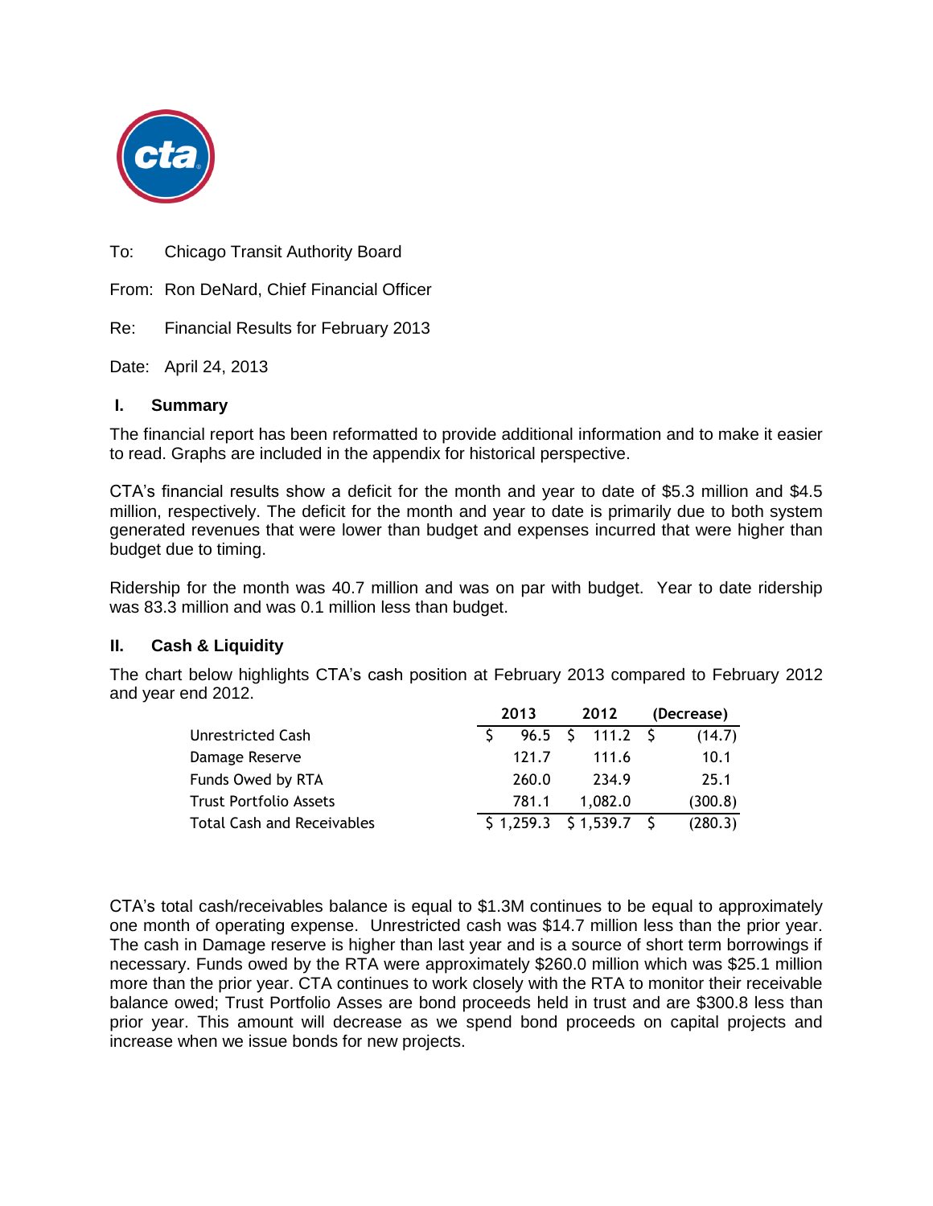To: Chicago Transit Authority Board

From: Ron DeNard, Chief Financial Officer

Re: Financial Results for February 2013

Date: April 24, 2013

## I. Summary

The financial report has been reformatted to provide additional information and to make it easier to read. Graphs are included in the appendix for historical perspective.

CTA's financial results show a deficit for the month and year to date of $5.3 million and $4.5 million, respectively. The deficit for the month and year to date is primarily due to both system generated revenues that were lower than budget and expenses incurred that were higher than budget due to timing.

Ridership for the month was 40.7 million and was on par with budget. Year to date ridership was 83.3 million and was 0.1 million less than budget.

## II. Cash & Liquidity

The chart below highlights CTA's cash position at February 2013 compared to February 2012 and year end 2012.

| | 2013 | 2012 | (Decrease) |
|---|---|---|---|
| Unrestricted Cash | $ 96.5 | $ 111.2 | $ (14.7) |
| Damage Reserve | 121.7 | 111.6 | 10.1 |
| Funds Owed by RTA | 260.0 | 234.9 | 25.1 |
| Trust Portfolio Assets | 781.1 | 1,082.0 | (300.8) |
| Total Cash and Receivables | $ 1,259.3 | $ 1,539.7 | $ (280.3) |

CTA's total cash/receivables balance is equal to $1.3M continues to be equal to approximately one month of operating expense. Unrestricted cash was $14.7 million less than the prior year. The cash in Damage reserve is higher than last year and is a source of short term borrowings if necessary. Funds owed by the RTA were approximately $260.0 million which was $25.1 million more than the prior year. CTA continues to work closely with the RTA to monitor their receivable balance owed; Trust Portfolio Asses are bond proceeds held in trust and are $300.8 less than prior year. This amount will decrease as we spend bond proceeds on capital projects and increase when we issue bonds for new projects.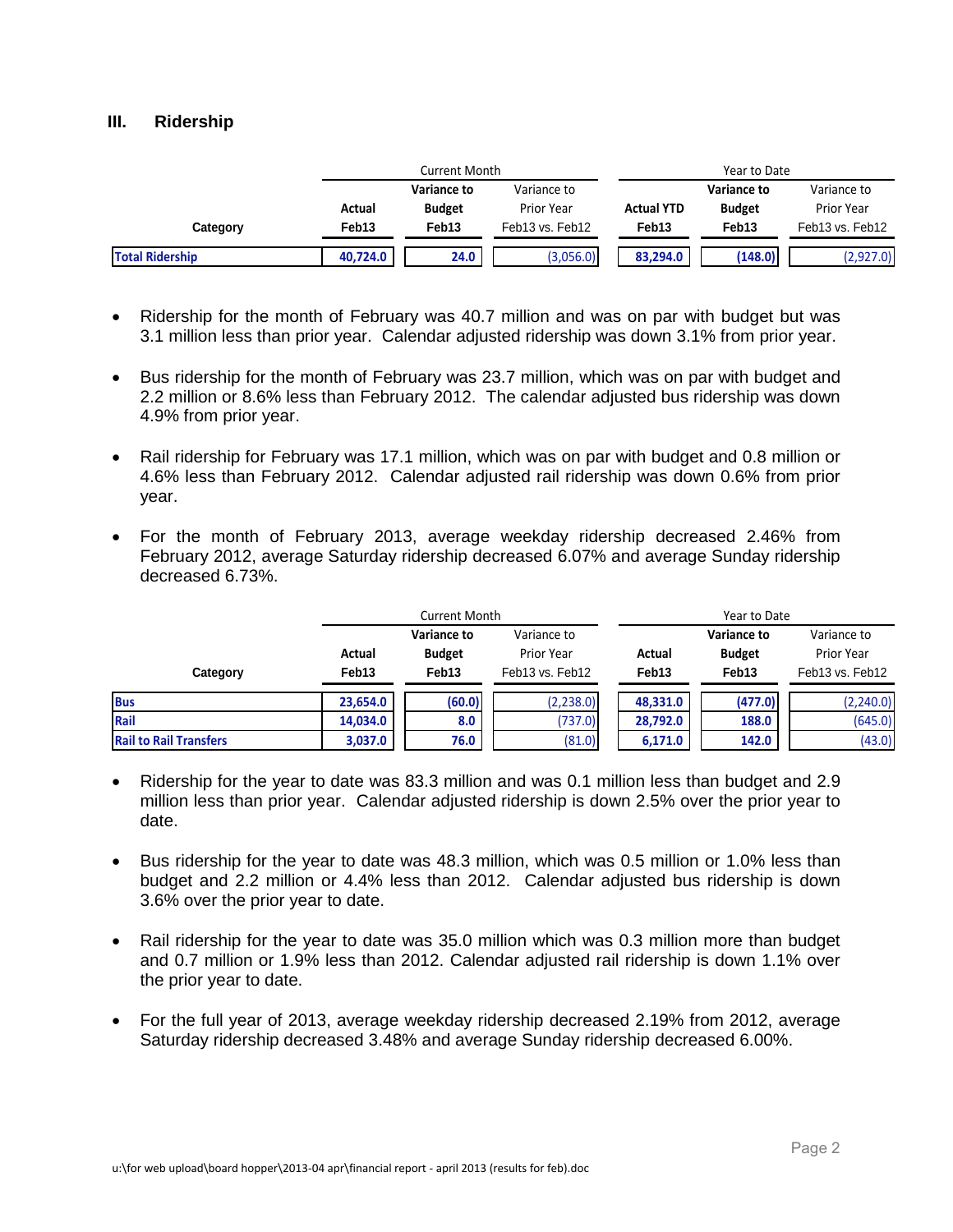## III. Ridership

| Category | Current Month | | | Year to Date | | |
|---|---|---|---|---|---|---|
| | **Actual Feb13** | **Variance to Budget Feb13** | Variance to Prior Year Feb13 vs. Feb12 | **Actual YTD Feb13** | **Variance to Budget Feb13** | Variance to Prior Year Feb13 vs. Feb12 |
| **Total Ridership** | **40,724.0** | **24.0** | (3,056.0) | **83,294.0** | **(148.0)** | (2,927.0) |

- Ridership for the month of February was 40.7 million and was on par with budget but was 3.1 million less than prior year. Calendar adjusted ridership was down 3.1% from prior year.
- Bus ridership for the month of February was 23.7 million, which was on par with budget and 2.2 million or 8.6% less than February 2012. The calendar adjusted bus ridership was down 4.9% from prior year.
- Rail ridership for February was 17.1 million, which was on par with budget and 0.8 million or 4.6% less than February 2012. Calendar adjusted rail ridership was down 0.6% from prior year.
- For the month of February 2013, average weekday ridership decreased 2.46% from February 2012, average Saturday ridership decreased 6.07% and average Sunday ridership decreased 6.73%.

| Category | Current Month | | | Year to Date | | |
|---|---|---|---|---|---|---|
| | **Actual Feb13** | **Variance to Budget Feb13** | Variance to Prior Year Feb13 vs. Feb12 | **Actual Feb13** | **Variance to Budget Feb13** | Variance to Prior Year Feb13 vs. Feb12 |
| **Bus** | **23,654.0** | **(60.0)** | (2,238.0) | **48,331.0** | **(477.0)** | (2,240.0) |
| **Rail** | **14,034.0** | **8.0** | (737.0) | **28,792.0** | **188.0** | (645.0) |
| **Rail to Rail Transfers** | **3,037.0** | **76.0** | (81.0) | **6,171.0** | **142.0** | (43.0) |

- Ridership for the year to date was 83.3 million and was 0.1 million less than budget and 2.9 million less than prior year. Calendar adjusted ridership is down 2.5% over the prior year to date.
- Bus ridership for the year to date was 48.3 million, which was 0.5 million or 1.0% less than budget and 2.2 million or 4.4% less than 2012. Calendar adjusted bus ridership is down 3.6% over the prior year to date.
- Rail ridership for the year to date was 35.0 million which was 0.3 million more than budget and 0.7 million or 1.9% less than 2012. Calendar adjusted rail ridership is down 1.1% over the prior year to date.
- For the full year of 2013, average weekday ridership decreased 2.19% from 2012, average Saturday ridership decreased 3.48% and average Sunday ridership decreased 6.00%.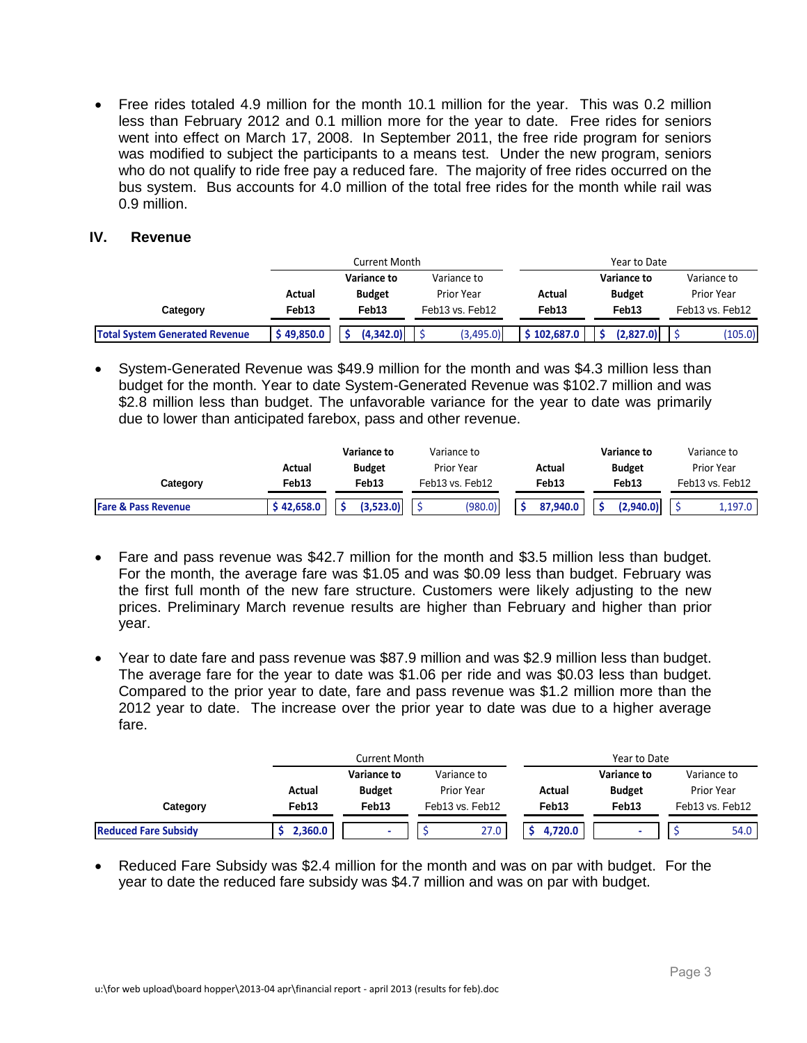- Free rides totaled 4.9 million for the month 10.1 million for the year. This was 0.2 million less than February 2012 and 0.1 million more for the year to date. Free rides for seniors went into effect on March 17, 2008. In September 2011, the free ride program for seniors was modified to subject the participants to a means test. Under the new program, seniors who do not qualify to ride free pay a reduced fare. The majority of free rides occurred on the bus system. Bus accounts for 4.0 million of the total free rides for the month while rail was 0.9 million.

## IV. Revenue

| | Current Month | | | Year to Date | | |
|---|---|---|---|---|---|---|
| Category | Actual Feb13 | Variance to Budget Feb13 | Variance to Prior Year Feb13 vs. Feb12 | Actual Feb13 | Variance to Budget Feb13 | Variance to Prior Year Feb13 vs. Feb12 |
| Total System Generated Revenue | $ 49,850.0 | $ (4,342.0) | $ (3,495.0) | $ 102,687.0 | $ (2,827.0) | $ (105.0) |

- System-Generated Revenue was $49.9 million for the month and was $4.3 million less than budget for the month. Year to date System-Generated Revenue was $102.7 million and was $2.8 million less than budget. The unfavorable variance for the year to date was primarily due to lower than anticipated farebox, pass and other revenue.

| Category | Actual Feb13 | Variance to Budget Feb13 | Variance to Prior Year Feb13 vs. Feb12 | Actual Feb13 | Variance to Budget Feb13 | Variance to Prior Year Feb13 vs. Feb12 |
|---|---|---|---|---|---|---|
| Fare & Pass Revenue | $ 42,658.0 | $ (3,523.0) | $ (980.0) | $ 87,940.0 | $ (2,940.0) | $ 1,197.0 |

- Fare and pass revenue was $42.7 million for the month and $3.5 million less than budget. For the month, the average fare was $1.05 and was $0.09 less than budget. February was the first full month of the new fare structure. Customers were likely adjusting to the new prices. Preliminary March revenue results are higher than February and higher than prior year.

- Year to date fare and pass revenue was $87.9 million and was $2.9 million less than budget. The average fare for the year to date was $1.06 per ride and was $0.03 less than budget. Compared to the prior year to date, fare and pass revenue was $1.2 million more than the 2012 year to date. The increase over the prior year to date was due to a higher average fare.

| | Current Month | | | Year to Date | | |
|---|---|---|---|---|---|---|
| Category | Actual Feb13 | Variance to Budget Feb13 | Variance to Prior Year Feb13 vs. Feb12 | Actual Feb13 | Variance to Budget Feb13 | Variance to Prior Year Feb13 vs. Feb12 |
| Reduced Fare Subsidy | $ 2,360.0 | - | $ 27.0 | $ 4,720.0 | - | $ 54.0 |

- Reduced Fare Subsidy was $2.4 million for the month and was on par with budget. For the year to date the reduced fare subsidy was $4.7 million and was on par with budget.

u:\for web upload\board hopper\2013-04 apr\financial report - april 2013 (results for feb).doc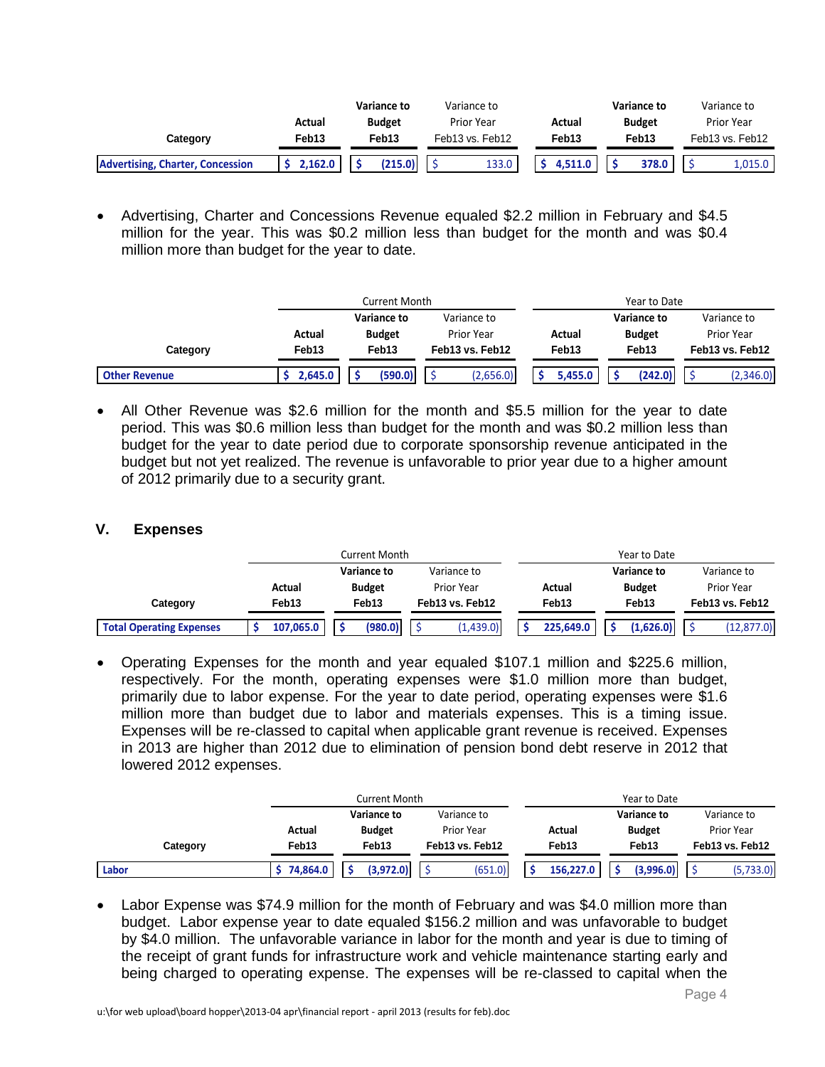| Category | Actual Feb13 | Variance to Budget Feb13 | Variance to Prior Year Feb13 vs. Feb12 | Actual Feb13 | Variance to Budget Feb13 | Variance to Prior Year Feb13 vs. Feb12 |
|---|---|---|---|---|---|---|
| Advertising, Charter, Concession | $ 2,162.0 | $ (215.0) | $ 133.0 | $ 4,511.0 | $ 378.0 | $ 1,015.0 |

- Advertising, Charter and Concessions Revenue equaled $2.2 million in February and $4.5 million for the year. This was $0.2 million less than budget for the month and was $0.4 million more than budget for the year to date.

| | Current Month | | | Year to Date | | |
|---|---|---|---|---|---|---|
| Category | Actual Feb13 | Variance to Budget Feb13 | Variance to Prior Year Feb13 vs. Feb12 | Actual Feb13 | Variance to Budget Feb13 | Variance to Prior Year Feb13 vs. Feb12 |
| Other Revenue | $ 2,645.0 | $ (590.0) | $ (2,656.0) | $ 5,455.0 | $ (242.0) | $ (2,346.0) |

- All Other Revenue was $2.6 million for the month and $5.5 million for the year to date period. This was $0.6 million less than budget for the month and was $0.2 million less than budget for the year to date period due to corporate sponsorship revenue anticipated in the budget but not yet realized. The revenue is unfavorable to prior year due to a higher amount of 2012 primarily due to a security grant.

## V. Expenses

| | Current Month | | | Year to Date | | |
|---|---|---|---|---|---|---|
| Category | Actual Feb13 | Variance to Budget Feb13 | Variance to Prior Year Feb13 vs. Feb12 | Actual Feb13 | Variance to Budget Feb13 | Variance to Prior Year Feb13 vs. Feb12 |
| Total Operating Expenses | $ 107,065.0 | $ (980.0) | $ (1,439.0) | $ 225,649.0 | $ (1,626.0) | $ (12,877.0) |

- Operating Expenses for the month and year equaled $107.1 million and $225.6 million, respectively. For the month, operating expenses were $1.0 million more than budget, primarily due to labor expense. For the year to date period, operating expenses were $1.6 million more than budget due to labor and materials expenses. This is a timing issue. Expenses will be re-classed to capital when applicable grant revenue is received. Expenses in 2013 are higher than 2012 due to elimination of pension bond debt reserve in 2012 that lowered 2012 expenses.

| | Current Month | | | Year to Date | | |
|---|---|---|---|---|---|---|
| Category | Actual Feb13 | Variance to Budget Feb13 | Variance to Prior Year Feb13 vs. Feb12 | Actual Feb13 | Variance to Budget Feb13 | Variance to Prior Year Feb13 vs. Feb12 |
| Labor | $ 74,864.0 | $ (3,972.0) | $ (651.0) | $ 156,227.0 | $ (3,996.0) | $ (5,733.0) |

- Labor Expense was $74.9 million for the month of February and was $4.0 million more than budget. Labor expense year to date equaled $156.2 million and was unfavorable to budget by $4.0 million. The unfavorable variance in labor for the month and year is due to timing of the receipt of grant funds for infrastructure work and vehicle maintenance starting early and being charged to operating expense. The expenses will be re-classed to capital when the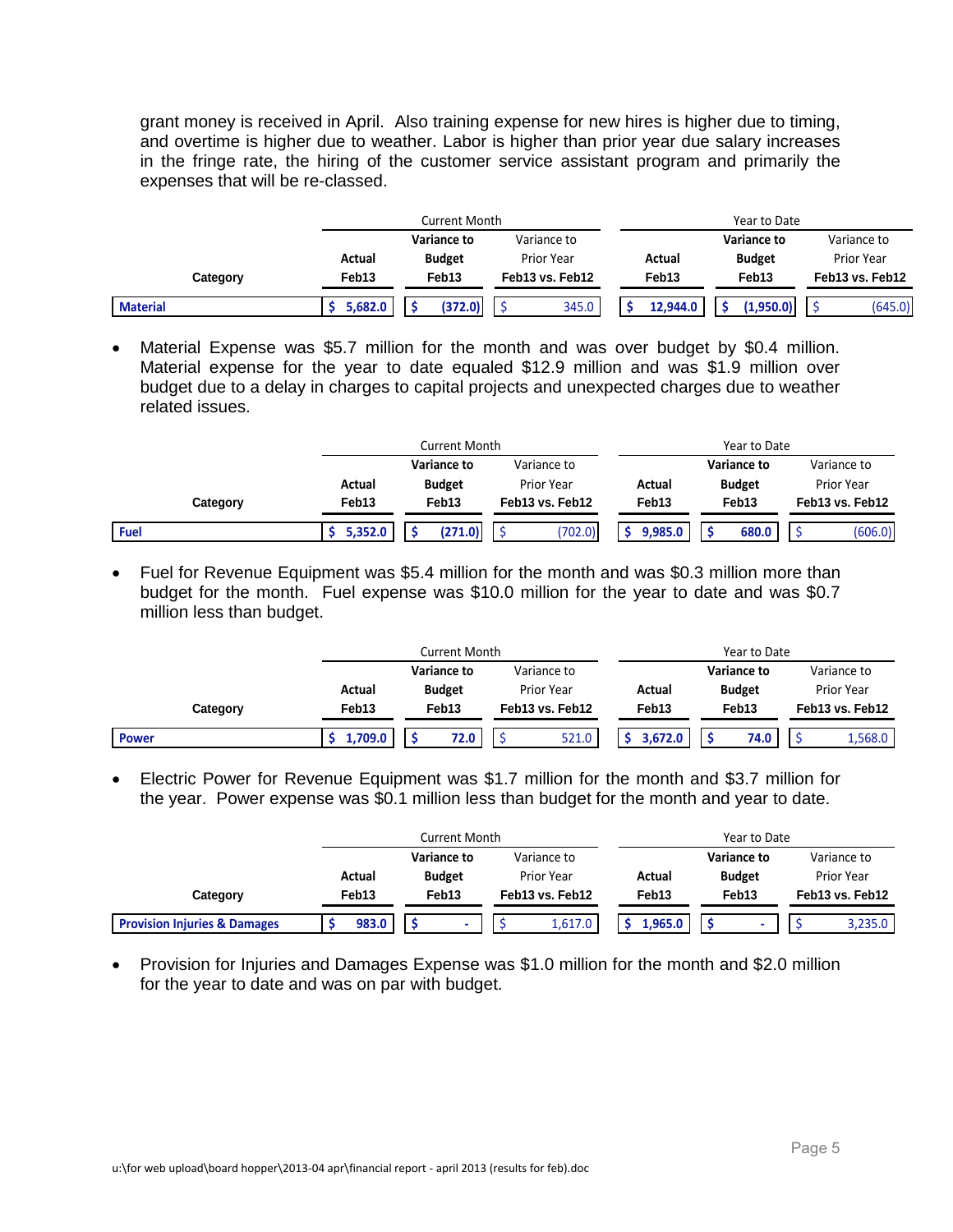grant money is received in April. Also training expense for new hires is higher due to timing, and overtime is higher due to weather. Labor is higher than prior year due salary increases in the fringe rate, the hiring of the customer service assistant program and primarily the expenses that will be re-classed.

| | Current Month | | | Year to Date | | |
|---|---|---|---|---|---|---|
| Category | Actual Feb13 | Variance to Budget Feb13 | Variance to Prior Year Feb13 vs. Feb12 | Actual Feb13 | Variance to Budget Feb13 | Variance to Prior Year Feb13 vs. Feb12 |
| **Material** | $ 5,682.0 | $ (372.0) | $ 345.0 | $ 12,944.0 | $ (1,950.0) | $ (645.0) |

- Material Expense was $5.7 million for the month and was over budget by $0.4 million. Material expense for the year to date equaled $12.9 million and was $1.9 million over budget due to a delay in charges to capital projects and unexpected charges due to weather related issues.

| | Current Month | | | Year to Date | | |
|---|---|---|---|---|---|---|
| Category | Actual Feb13 | Variance to Budget Feb13 | Variance to Prior Year Feb13 vs. Feb12 | Actual Feb13 | Variance to Budget Feb13 | Variance to Prior Year Feb13 vs. Feb12 |
| **Fuel** | $ 5,352.0 | $ (271.0) | $ (702.0) | $ 9,985.0 | $ 680.0 | $ (606.0) |

- Fuel for Revenue Equipment was $5.4 million for the month and was $0.3 million more than budget for the month. Fuel expense was $10.0 million for the year to date and was $0.7 million less than budget.

| | Current Month | | | Year to Date | | |
|---|---|---|---|---|---|---|
| Category | Actual Feb13 | Variance to Budget Feb13 | Variance to Prior Year Feb13 vs. Feb12 | Actual Feb13 | Variance to Budget Feb13 | Variance to Prior Year Feb13 vs. Feb12 |
| **Power** | $ 1,709.0 | $ 72.0 | $ 521.0 | $ 3,672.0 | $ 74.0 | $ 1,568.0 |

- Electric Power for Revenue Equipment was $1.7 million for the month and $3.7 million for the year. Power expense was $0.1 million less than budget for the month and year to date.

| | Current Month | | | Year to Date | | |
|---|---|---|---|---|---|---|
| Category | Actual Feb13 | Variance to Budget Feb13 | Variance to Prior Year Feb13 vs. Feb12 | Actual Feb13 | Variance to Budget Feb13 | Variance to Prior Year Feb13 vs. Feb12 |
| **Provision Injuries & Damages** | $ 983.0 | $ - | $ 1,617.0 | $ 1,965.0 | $ - | $ 3,235.0 |

- Provision for Injuries and Damages Expense was $1.0 million for the month and $2.0 million for the year to date and was on par with budget.

u:\for web upload\board hopper\2013-04 apr\financial report - april 2013 (results for feb).doc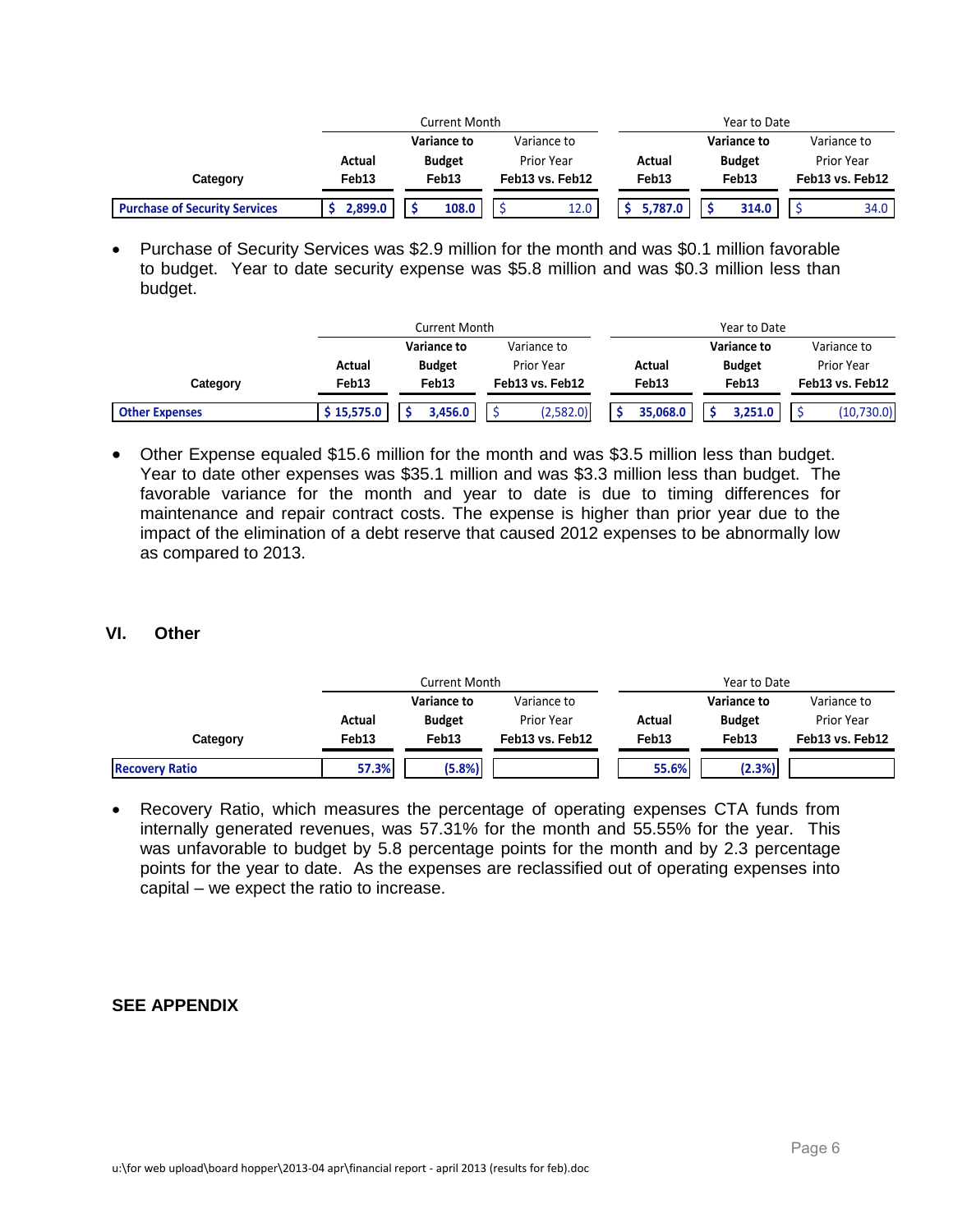| Category | Current Month | | | Year to Date | | |
|---|---|---|---|---|---|---|
| | Actual Feb13 | Variance to Budget Feb13 | Variance to Prior Year Feb13 vs. Feb12 | Actual Feb13 | Variance to Budget Feb13 | Variance to Prior Year Feb13 vs. Feb12 |
| **Purchase of Security Services** | $ 2,899.0 | $ 108.0 | $ 12.0 | $ 5,787.0 | $ 314.0 | $ 34.0 |

- Purchase of Security Services was $2.9 million for the month and was $0.1 million favorable to budget. Year to date security expense was $5.8 million and was $0.3 million less than budget.

| Category | Current Month | | | Year to Date | | |
|---|---|---|---|---|---|---|
| | Actual Feb13 | Variance to Budget Feb13 | Variance to Prior Year Feb13 vs. Feb12 | Actual Feb13 | Variance to Budget Feb13 | Variance to Prior Year Feb13 vs. Feb12 |
| **Other Expenses** | $ 15,575.0 | $ 3,456.0 | $ (2,582.0) | $ 35,068.0 | $ 3,251.0 | $ (10,730.0) |

- Other Expense equaled $15.6 million for the month and was $3.5 million less than budget. Year to date other expenses was $35.1 million and was $3.3 million less than budget. The favorable variance for the month and year to date is due to timing differences for maintenance and repair contract costs. The expense is higher than prior year due to the impact of the elimination of a debt reserve that caused 2012 expenses to be abnormally low as compared to 2013.

## VI. Other

| Category | Current Month | | | Year to Date | | |
|---|---|---|---|---|---|---|
| | Actual Feb13 | Variance to Budget Feb13 | Variance to Prior Year Feb13 vs. Feb12 | Actual Feb13 | Variance to Budget Feb13 | Variance to Prior Year Feb13 vs. Feb12 |
| **Recovery Ratio** | 57.3% | (5.8%) | | 55.6% | (2.3%) | |

- Recovery Ratio, which measures the percentage of operating expenses CTA funds from internally generated revenues, was 57.31% for the month and 55.55% for the year. This was unfavorable to budget by 5.8 percentage points for the month and by 2.3 percentage points for the year to date. As the expenses are reclassified out of operating expenses into capital – we expect the ratio to increase.

**SEE APPENDIX**

u:\for web upload\board hopper\2013-04 apr\financial report - april 2013 (results for feb).doc